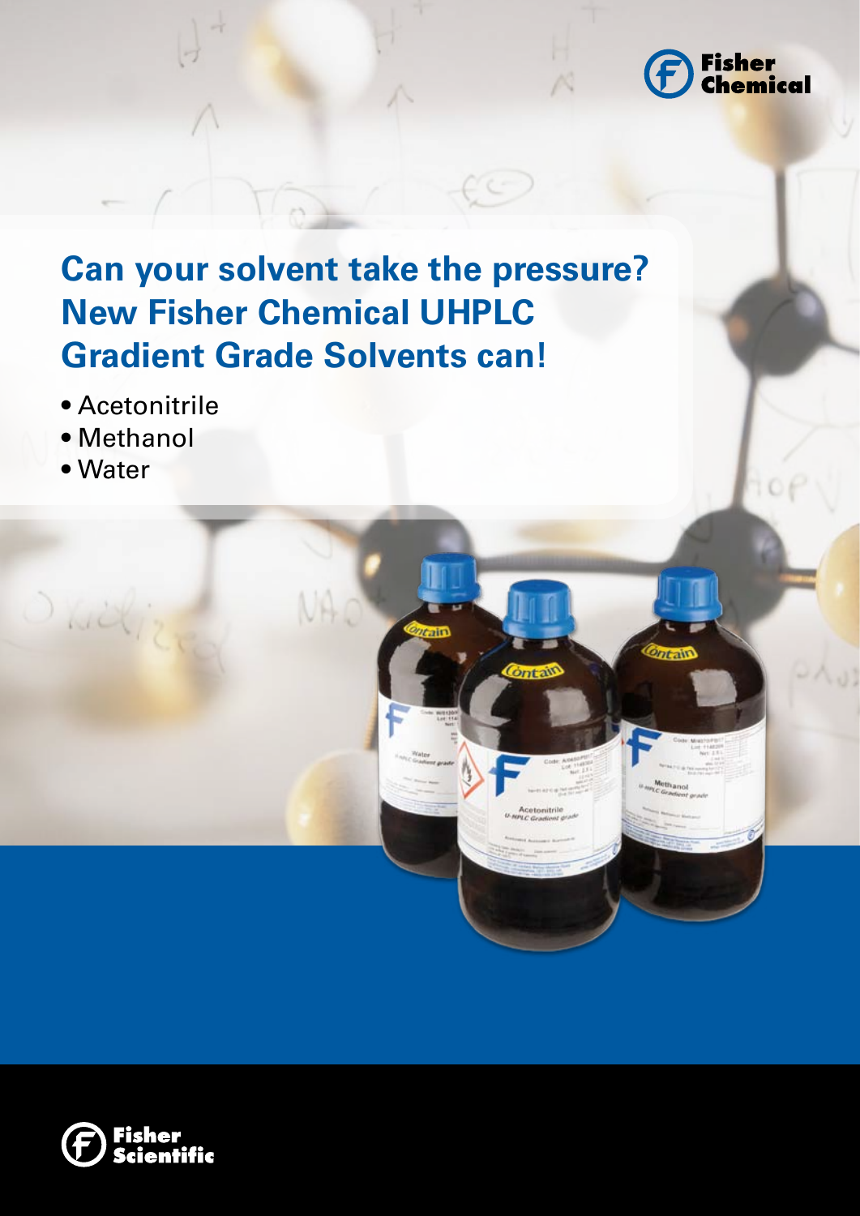Fisher Chemical

# Can your solvent take the pressure? New Fisher Chemical UHPLC Gradient Grade Solvents can!

- Acetonitrile
- Methanol
- Water

Fisher Scientific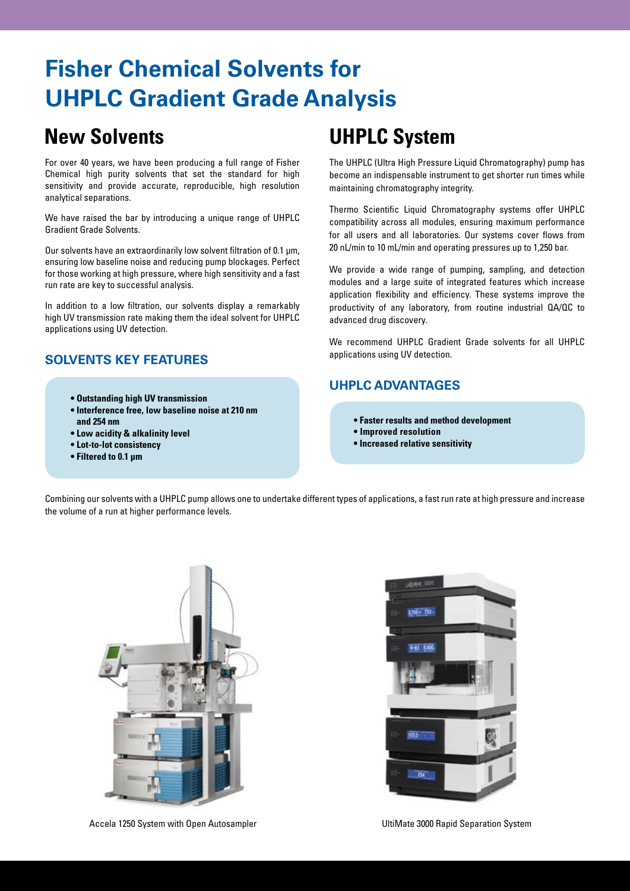# Fisher Chemical Solvents for UHPLC Gradient Grade Analysis

## New Solvents

For over 40 years, we have been producing a full range of Fisher Chemical high purity solvents that set the standard for high sensitivity and provide accurate, reproducible, high resolution analytical separations.

We have raised the bar by introducing a unique range of UHPLC Gradient Grade Solvents.

Our solvents have an extraordinarily low solvent filtration of 0.1 µm, ensuring low baseline noise and reducing pump blockages. Perfect for those working at high pressure, where high sensitivity and a fast run rate are key to successful analysis.

In addition to a low filtration, our solvents display a remarkably high UV transmission rate making them the ideal solvent for UHPLC applications using UV detection.

### SOLVENTS KEY FEATURES

- **Outstanding high UV transmission**
- **Interference free, low baseline noise at 210 nm and 254 nm**
- **Low acidity & alkalinity level**
- **Lot-to-lot consistency**
- **Filtered to 0.1 µm**

## UHPLC System

The UHPLC (Ultra High Pressure Liquid Chromatography) pump has become an indispensable instrument to get shorter run times while maintaining chromatography integrity.

Thermo Scientific Liquid Chromatography systems offer UHPLC compatibility across all modules, ensuring maximum performance for all users and all laboratories. Our systems cover flows from 20 nL/min to 10 mL/min and operating pressures up to 1,250 bar.

We provide a wide range of pumping, sampling, and detection modules and a large suite of integrated features which increase application flexibility and efficiency. These systems improve the productivity of any laboratory, from routine industrial QA/QC to advanced drug discovery.

We recommend UHPLC Gradient Grade solvents for all UHPLC applications using UV detection.

### UHPLC ADVANTAGES

- **Faster results and method development**
- **Improved resolution**
- **Increased relative sensitivity**

Combining our solvents with a UHPLC pump allows one to undertake different types of applications, a fast run rate at high pressure and increase the volume of a run at higher performance levels.

Accela 1250 System with Open Autosampler

UltiMate 3000 Rapid Separation System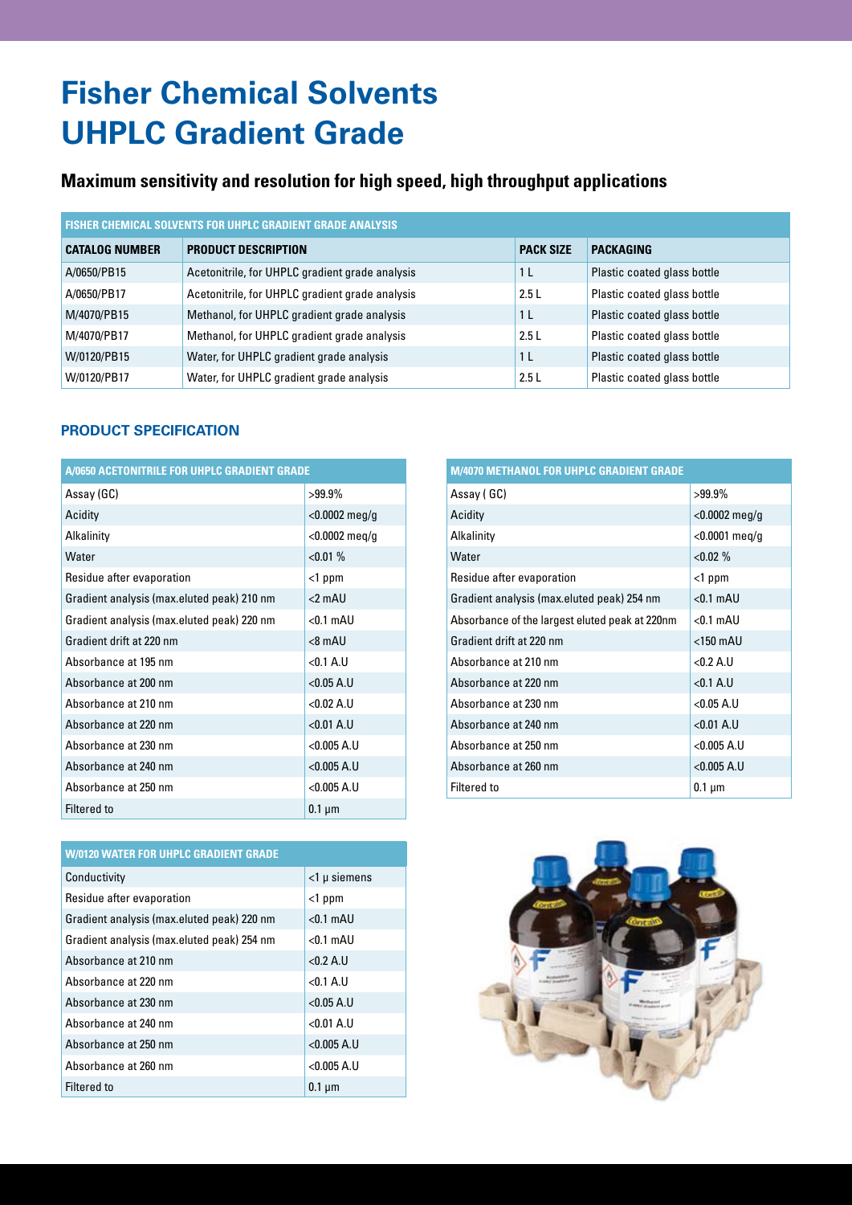# Fisher Chemical Solvents UHPLC Gradient Grade

## Maximum sensitivity and resolution for high speed, high throughput applications

| FISHER CHEMICAL SOLVENTS FOR UHPLC GRADIENT GRADE ANALYSIS | | | |
|---|---|---|---|
| **CATALOG NUMBER** | **PRODUCT DESCRIPTION** | **PACK SIZE** | **PACKAGING** |
| A/0650/PB15 | Acetonitrile, for UHPLC gradient grade analysis | 1 L | Plastic coated glass bottle |
| A/0650/PB17 | Acetonitrile, for UHPLC gradient grade analysis | 2.5 L | Plastic coated glass bottle |
| M/4070/PB15 | Methanol, for UHPLC gradient grade analysis | 1 L | Plastic coated glass bottle |
| M/4070/PB17 | Methanol, for UHPLC gradient grade analysis | 2.5 L | Plastic coated glass bottle |
| W/0120/PB15 | Water, for UHPLC gradient grade analysis | 1 L | Plastic coated glass bottle |
| W/0120/PB17 | Water, for UHPLC gradient grade analysis | 2.5 L | Plastic coated glass bottle |

### PRODUCT SPECIFICATION

| A/0650 ACETONITRILE FOR UHPLC GRADIENT GRADE | |
|---|---|
| Assay (GC) | >99.9% |
| Acidity | <0.0002 meg/g |
| Alkalinity | <0.0002 meq/g |
| Water | <0.01 % |
| Residue after evaporation | <1 ppm |
| Gradient analysis (max.eluted peak) 210 nm | <2 mAU |
| Gradient analysis (max.eluted peak) 220 nm | <0.1 mAU |
| Gradient drift at 220 nm | <8 mAU |
| Absorbance at 195 nm | <0.1 A.U |
| Absorbance at 200 nm | <0.05 A.U |
| Absorbance at 210 nm | <0.02 A.U |
| Absorbance at 220 nm | <0.01 A.U |
| Absorbance at 230 nm | <0.005 A.U |
| Absorbance at 240 nm | <0.005 A.U |
| Absorbance at 250 nm | <0.005 A.U |
| Filtered to | 0.1 µm |

| W/0120 WATER FOR UHPLC GRADIENT GRADE | |
|---|---|
| Conductivity | <1 µ siemens |
| Residue after evaporation | <1 ppm |
| Gradient analysis (max.eluted peak) 220 nm | <0.1 mAU |
| Gradient analysis (max.eluted peak) 254 nm | <0.1 mAU |
| Absorbance at 210 nm | <0.2 A.U |
| Absorbance at 220 nm | <0.1 A.U |
| Absorbance at 230 nm | <0.05 A.U |
| Absorbance at 240 nm | <0.01 A.U |
| Absorbance at 250 nm | <0.005 A.U |
| Absorbance at 260 nm | <0.005 A.U |
| Filtered to | 0.1 µm |

| M/4070 METHANOL FOR UHPLC GRADIENT GRADE | |
|---|---|
| Assay ( GC) | >99.9% |
| Acidity | <0.0002 meg/g |
| Alkalinity | <0.0001 meq/g |
| Water | <0.02 % |
| Residue after evaporation | <1 ppm |
| Gradient analysis (max.eluted peak) 254 nm | <0.1 mAU |
| Absorbance of the largest eluted peak at 220nm | <0.1 mAU |
| Gradient drift at 220 nm | <150 mAU |
| Absorbance at 210 nm | <0.2 A.U |
| Absorbance at 220 nm | <0.1 A.U |
| Absorbance at 230 nm | <0.05 A.U |
| Absorbance at 240 nm | <0.01 A.U |
| Absorbance at 250 nm | <0.005 A.U |
| Absorbance at 260 nm | <0.005 A.U |
| Filtered to | 0.1 µm |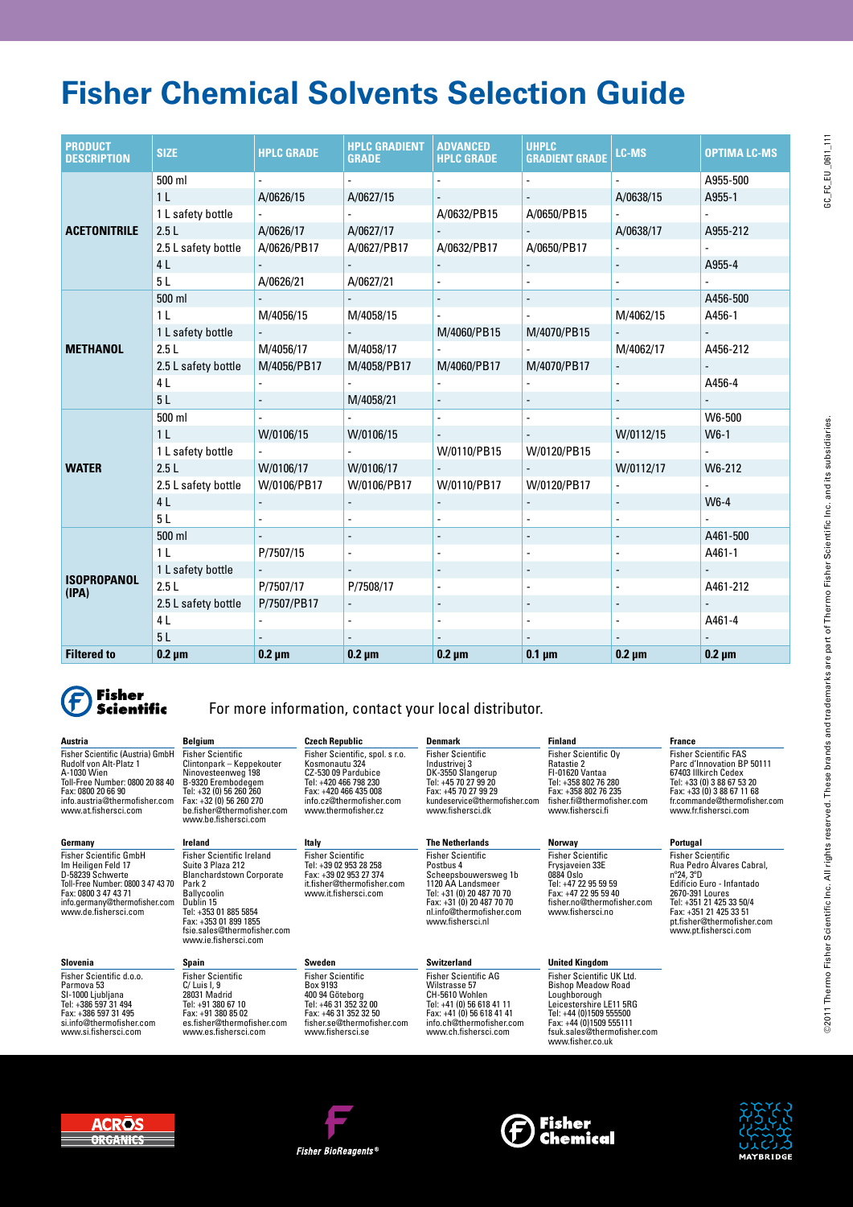# Fisher Chemical Solvents Selection Guide

| PRODUCT DESCRIPTION | SIZE | HPLC GRADE | HPLC GRADIENT GRADE | ADVANCED HPLC GRADE | UHPLC GRADIENT GRADE | LC-MS | OPTIMA LC-MS |
|---|---|---|---|---|---|---|---|
| **ACETONITRILE** | 500 ml | - | - | - | - | - | A955-500 |
| | 1 L | A/0626/15 | A/0627/15 | - | - | A/0638/15 | A955-1 |
| | 1 L safety bottle | - | - | A/0632/PB15 | A/0650/PB15 | - | - |
| | 2.5 L | A/0626/17 | A/0627/17 | - | - | A/0638/17 | A955-212 |
| | 2.5 L safety bottle | A/0626/PB17 | A/0627/PB17 | A/0632/PB17 | A/0650/PB17 | - | - |
| | 4 L | - | - | - | - | - | A955-4 |
| | 5 L | A/0626/21 | A/0627/21 | - | - | - | - |
| **METHANOL** | 500 ml | - | - | - | - | - | A456-500 |
| | 1 L | M/4056/15 | M/4058/15 | - | - | M/4062/15 | A456-1 |
| | 1 L safety bottle | - | - | M/4060/PB15 | M/4070/PB15 | - | - |
| | 2.5 L | M/4056/17 | M/4058/17 | - | - | M/4062/17 | A456-212 |
| | 2.5 L safety bottle | M/4056/PB17 | M/4058/PB17 | M/4060/PB17 | M/4070/PB17 | - | - |
| | 4 L | - | - | - | - | - | A456-4 |
| | 5 L | - | M/4058/21 | - | - | - | - |
| **WATER** | 500 ml | - | - | - | - | - | W6-500 |
| | 1 L | W/0106/15 | W/0106/15 | - | - | W/0112/15 | W6-1 |
| | 1 L safety bottle | - | - | W/0110/PB15 | W/0120/PB15 | - | - |
| | 2.5 L | W/0106/17 | W/0106/17 | - | - | W/0112/17 | W6-212 |
| | 2.5 L safety bottle | W/0106/PB17 | W/0106/PB17 | W/0110/PB17 | W/0120/PB17 | - | - |
| | 4 L | - | - | - | - | - | W6-4 |
| | 5 L | - | - | - | - | - | - |
| **ISOPROPANOL (IPA)** | 500 ml | - | - | - | - | - | A461-500 |
| | 1 L | P/7507/15 | - | - | - | - | A461-1 |
| | 1 L safety bottle | - | - | - | - | - | - |
| | 2.5 L | P/7507/17 | P/7508/17 | - | - | - | A461-212 |
| | 2.5 L safety bottle | P/7507/PB17 | - | - | - | - | - |
| | 4 L | - | - | - | - | - | A461-4 |
| | 5 L | - | - | - | - | - | - |
| **Filtered to** | **0.2 µm** | **0.2 µm** | **0.2 µm** | **0.2 µm** | **0.1 µm** | **0.2 µm** | **0.2 µm** |

**Fisher Scientific**

For more information, contact your local distributor.

**Austria**
Fisher Scientific (Austria) GmbH
Rudolf von Alt-Platz 1
A-1030 Wien
Toll-Free Number: 0800 20 88 40
Fax: 0800 20 66 90
info.austria@thermofisher.com
www.at.fishersci.com

**Belgium**
Fisher Scientific
Clintonpark – Keppekouter
Ninovesteenweg 198
B-9320 Erembodegem
Tel: +32 (0) 56 260 260
Fax: +32 (0) 56 260 270
be.fisher@thermofisher.com
www.be.fishersci.com

**Czech Republic**
Fisher Scientific, spol. s r.o.
Kosmonautu 324
CZ-530 09 Pardubice
Tel: +420 466 798 230
Fax: +420 466 435 008
info.cz@thermofisher.com
www.thermofisher.cz

**Denmark**
Fisher Scientific
Industrivej 3
DK-3550 Slangerup
Tel: +45 70 27 99 20
Fax: +45 70 27 99 29
kundeservice@thermofisher.com
www.fishersci.dk

**Finland**
Fisher Scientific Oy
Ratastie 2
FI-01620 Vantaa
Tel: +358 802 76 280
Fax: +358 802 76 235
fisher.fi@thermofisher.com
www.fishersci.fi

**France**
Fisher Scientific FAS
Parc d'Innovation BP 50111
67403 Illkirch Cedex
Tel: +33 (0) 3 88 67 53 20
Fax: +33 (0) 3 88 67 11 68
fr.commande@thermofisher.com
www.fr.fishersci.com

**Germany**
Fisher Scientific GmbH
Im Heiligen Feld 17
D-58239 Schwerte
Toll-Free Number: 0800 3 47 43 70
Fax: 0800 3 47 43 71
info.germany@thermofisher.com
www.de.fishersci.com

**Ireland**
Fisher Scientific Ireland
Suite 3 Plaza 212
Blanchardstown Corporate Park 2
Ballycoolin
Dublin 15
Tel: +353 01 885 5854
Fax: +353 01 899 1855
fsie.sales@thermofisher.com
www.ie.fishersci.com

**Italy**
Fisher Scientific
Tel: +39 02 953 28 258
Fax: +39 02 953 27 374
it.fisher@thermofisher.com
www.it.fishersci.com

**The Netherlands**
Fisher Scientific
Postbus 4
Scheepsbouwersweg 1b
1120 AA Landsmeer
Tel: +31 (0) 20 487 70 70
Fax: +31 (0) 20 487 70 70
nl.info@thermofisher.com
www.fishersci.nl

**Norway**
Fisher Scientific
Frysjaveien 33E
0884 Oslo
Tel: +47 22 95 59 59
Fax: +47 22 95 59 40
fisher.no@thermofisher.com
www.fishersci.no

**Portugal**
Fisher Scientific
Rua Pedro Álvares Cabral, nº24, 3ºD
Edifício Euro - Infantado
2670-391 Loures
Tel: +351 21 425 33 50/4
Fax: +351 21 425 33 51
pt.fisher@thermofisher.com
www.pt.fishersci.com

**Slovenia**
Fisher Scientific d.o.o.
Parmova 53
SI-1000 Ljubljana
Tel: +386 597 31 494
Fax: +386 597 31 495
si.info@thermofisher.com
www.si.fishersci.com

**Spain**
Fisher Scientific
C/ Luis I, 9
28031 Madrid
Tel: +91 380 67 10
Fax: +91 380 85 02
es.fisher@thermofisher.com
www.es.fishersci.com

**Sweden**
Fisher Scientific
Box 9193
400 94 Göteborg
Tel: +46 31 352 32 00
Fax: +46 31 352 32 50
fisher.se@thermofisher.com
www.fishersci.se

**Switzerland**
Fisher Scientific AG
Wilstrasse 57
CH-5610 Wohlen
Tel: +41 (0) 56 618 41 11
Fax: +41 (0) 56 618 41 41
info.ch@thermofisher.com
www.ch.fishersci.com

**United Kingdom**
Fisher Scientific UK Ltd.
Bishop Meadow Road
Loughborough
Leicestershire LE11 5RG
Tel: +44 (0)1509 555500
Fax: +44 (0)1509 555111
fsuk.sales@thermofisher.com
www.fisher.co.uk

ACROS ORGANICS | Fisher BioReagents® | Fisher Chemical | MAYBRIDGE

©2011 Thermo Fisher Scientific Inc. All rights reserved. These brands and trademarks are part of Thermo Fisher Scientific Inc. and its subsidiaries.

GC_FC_EU_0611_111